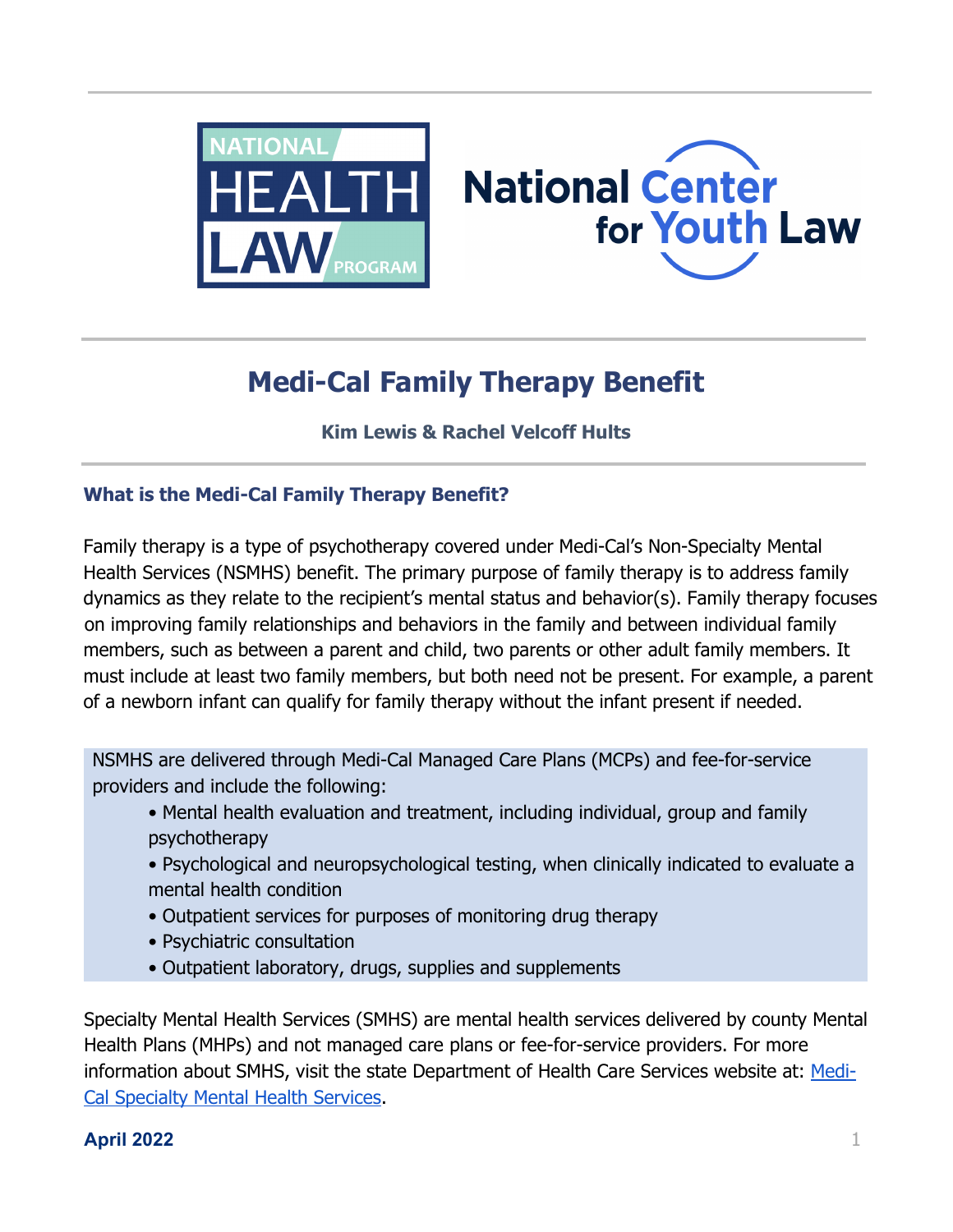# Medi-Cal Family Therapy Benefit

**Kim Lewis & Rachel Velcoff Hults**

## What is the Medi-Cal Family Therapy Benefit?

Family therapy is a type of psychotherapy covered under Medi-Cal's Non-Specialty Mental Health Services (NSMHS) benefit. The primary purpose of family therapy is to address family dynamics as they relate to the recipient's mental status and behavior(s). Family therapy focuses on improving family relationships and behaviors in the family and between individual family members, such as between a parent and child, two parents or other adult family members. It must include at least two family members, but both need not be present. For example, a parent of a newborn infant can qualify for family therapy without the infant present if needed.

NSMHS are delivered through Medi-Cal Managed Care Plans (MCPs) and fee-for-service providers and include the following:

- Mental health evaluation and treatment, including individual, group and family psychotherapy
- Psychological and neuropsychological testing, when clinically indicated to evaluate a mental health condition
- Outpatient services for purposes of monitoring drug therapy
- Psychiatric consultation
- Outpatient laboratory, drugs, supplies and supplements

Specialty Mental Health Services (SMHS) are mental health services delivered by county Mental Health Plans (MHPs) and not managed care plans or fee-for-service providers. For more information about SMHS, visit the state Department of Health Care Services website at: Medi-Cal Specialty Mental Health Services.

**April 2022**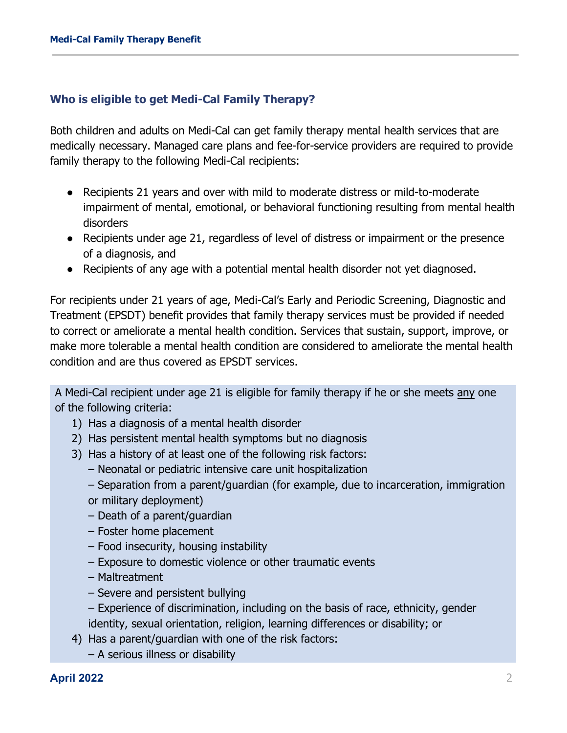### Who is eligible to get Medi-Cal Family Therapy?

Both children and adults on Medi-Cal can get family therapy mental health services that are medically necessary. Managed care plans and fee-for-service providers are required to provide family therapy to the following Medi-Cal recipients:

- Recipients 21 years and over with mild to moderate distress or mild-to-moderate impairment of mental, emotional, or behavioral functioning resulting from mental health disorders
- Recipients under age 21, regardless of level of distress or impairment or the presence of a diagnosis, and
- Recipients of any age with a potential mental health disorder not yet diagnosed.

For recipients under 21 years of age, Medi-Cal's Early and Periodic Screening, Diagnostic and Treatment (EPSDT) benefit provides that family therapy services must be provided if needed to correct or ameliorate a mental health condition. Services that sustain, support, improve, or make more tolerable a mental health condition are considered to ameliorate the mental health condition and are thus covered as EPSDT services.

A Medi-Cal recipient under age 21 is eligible for family therapy if he or she meets <u>any</u> one of the following criteria:

1) Has a diagnosis of a mental health disorder
2) Has persistent mental health symptoms but no diagnosis
3) Has a history of at least one of the following risk factors:
   – Neonatal or pediatric intensive care unit hospitalization
   – Separation from a parent/guardian (for example, due to incarceration, immigration or military deployment)
   – Death of a parent/guardian
   – Foster home placement
   – Food insecurity, housing instability
   – Exposure to domestic violence or other traumatic events
   – Maltreatment
   – Severe and persistent bullying
   – Experience of discrimination, including on the basis of race, ethnicity, gender identity, sexual orientation, religion, learning differences or disability; or
4) Has a parent/guardian with one of the risk factors:
   – A serious illness or disability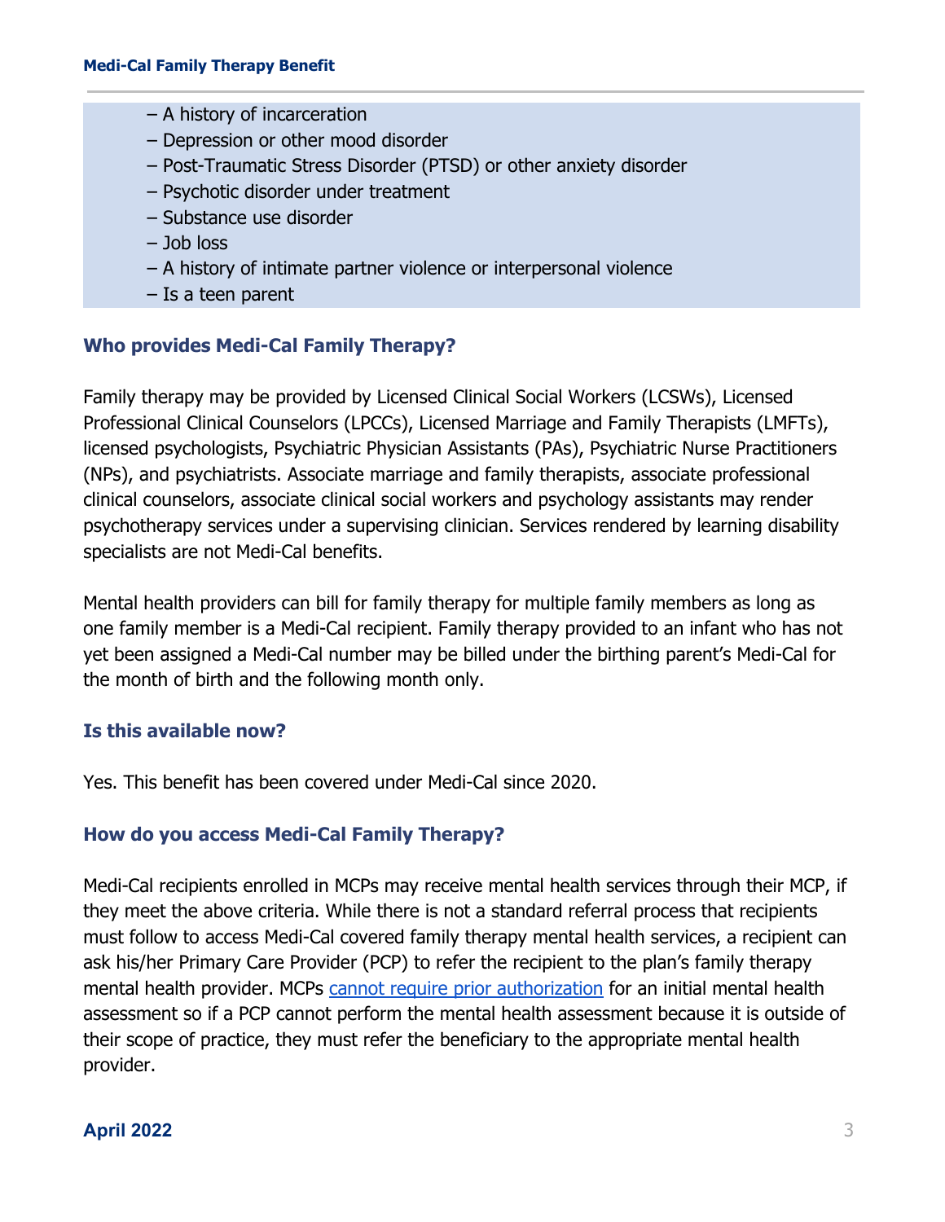- A history of incarceration
- Depression or other mood disorder
- Post-Traumatic Stress Disorder (PTSD) or other anxiety disorder
- Psychotic disorder under treatment
- Substance use disorder
- Job loss
- A history of intimate partner violence or interpersonal violence
- Is a teen parent

### Who provides Medi-Cal Family Therapy?

Family therapy may be provided by Licensed Clinical Social Workers (LCSWs), Licensed Professional Clinical Counselors (LPCCs), Licensed Marriage and Family Therapists (LMFTs), licensed psychologists, Psychiatric Physician Assistants (PAs), Psychiatric Nurse Practitioners (NPs), and psychiatrists. Associate marriage and family therapists, associate professional clinical counselors, associate clinical social workers and psychology assistants may render psychotherapy services under a supervising clinician. Services rendered by learning disability specialists are not Medi-Cal benefits.

Mental health providers can bill for family therapy for multiple family members as long as one family member is a Medi-Cal recipient. Family therapy provided to an infant who has not yet been assigned a Medi-Cal number may be billed under the birthing parent's Medi-Cal for the month of birth and the following month only.

### Is this available now?

Yes. This benefit has been covered under Medi-Cal since 2020.

### How do you access Medi-Cal Family Therapy?

Medi-Cal recipients enrolled in MCPs may receive mental health services through their MCP, if they meet the above criteria. While there is not a standard referral process that recipients must follow to access Medi-Cal covered family therapy mental health services, a recipient can ask his/her Primary Care Provider (PCP) to refer the recipient to the plan's family therapy mental health provider. MCPs cannot require prior authorization for an initial mental health assessment so if a PCP cannot perform the mental health assessment because it is outside of their scope of practice, they must refer the beneficiary to the appropriate mental health provider.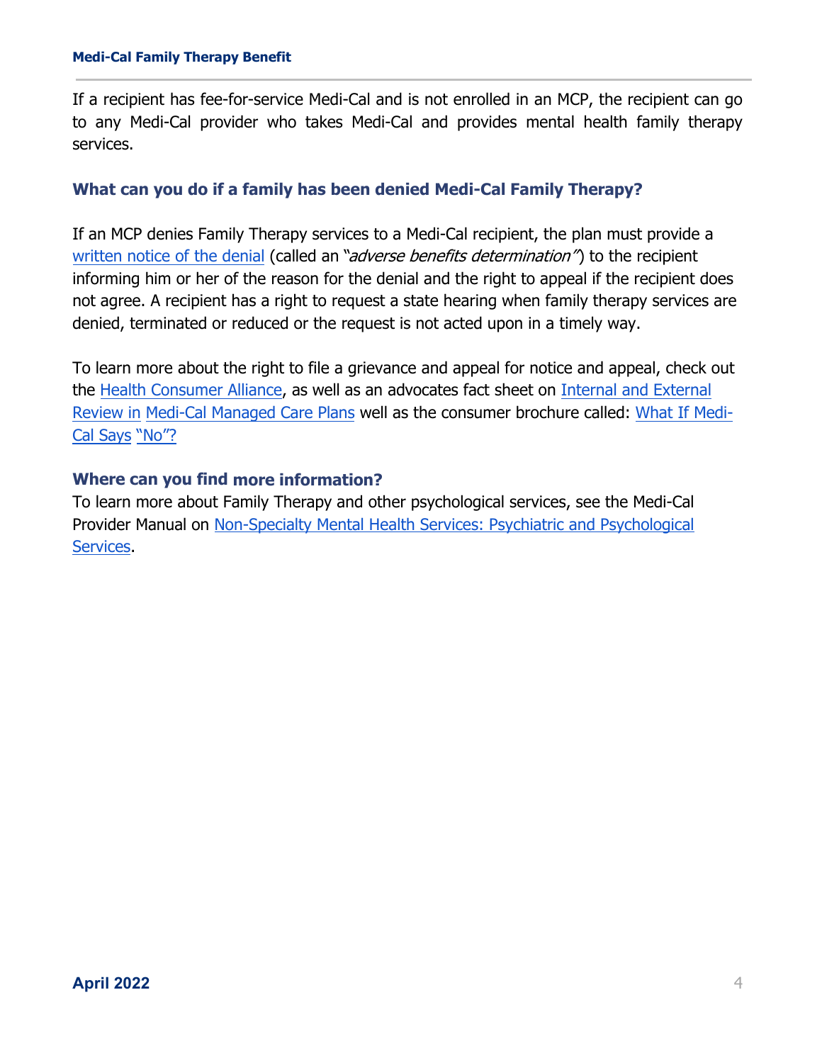If a recipient has fee-for-service Medi-Cal and is not enrolled in an MCP, the recipient can go to any Medi-Cal provider who takes Medi-Cal and provides mental health family therapy services.

### What can you do if a family has been denied Medi-Cal Family Therapy?

If an MCP denies Family Therapy services to a Medi-Cal recipient, the plan must provide a written notice of the denial (called an "*adverse benefits determination*") to the recipient informing him or her of the reason for the denial and the right to appeal if the recipient does not agree. A recipient has a right to request a state hearing when family therapy services are denied, terminated or reduced or the request is not acted upon in a timely way.

To learn more about the right to file a grievance and appeal for notice and appeal, check out the Health Consumer Alliance, as well as an advocates fact sheet on Internal and External Review in Medi-Cal Managed Care Plans well as the consumer brochure called: What If Medi-Cal Says "No"?

### Where can you find more information?

To learn more about Family Therapy and other psychological services, see the Medi-Cal Provider Manual on Non-Specialty Mental Health Services: Psychiatric and Psychological Services.